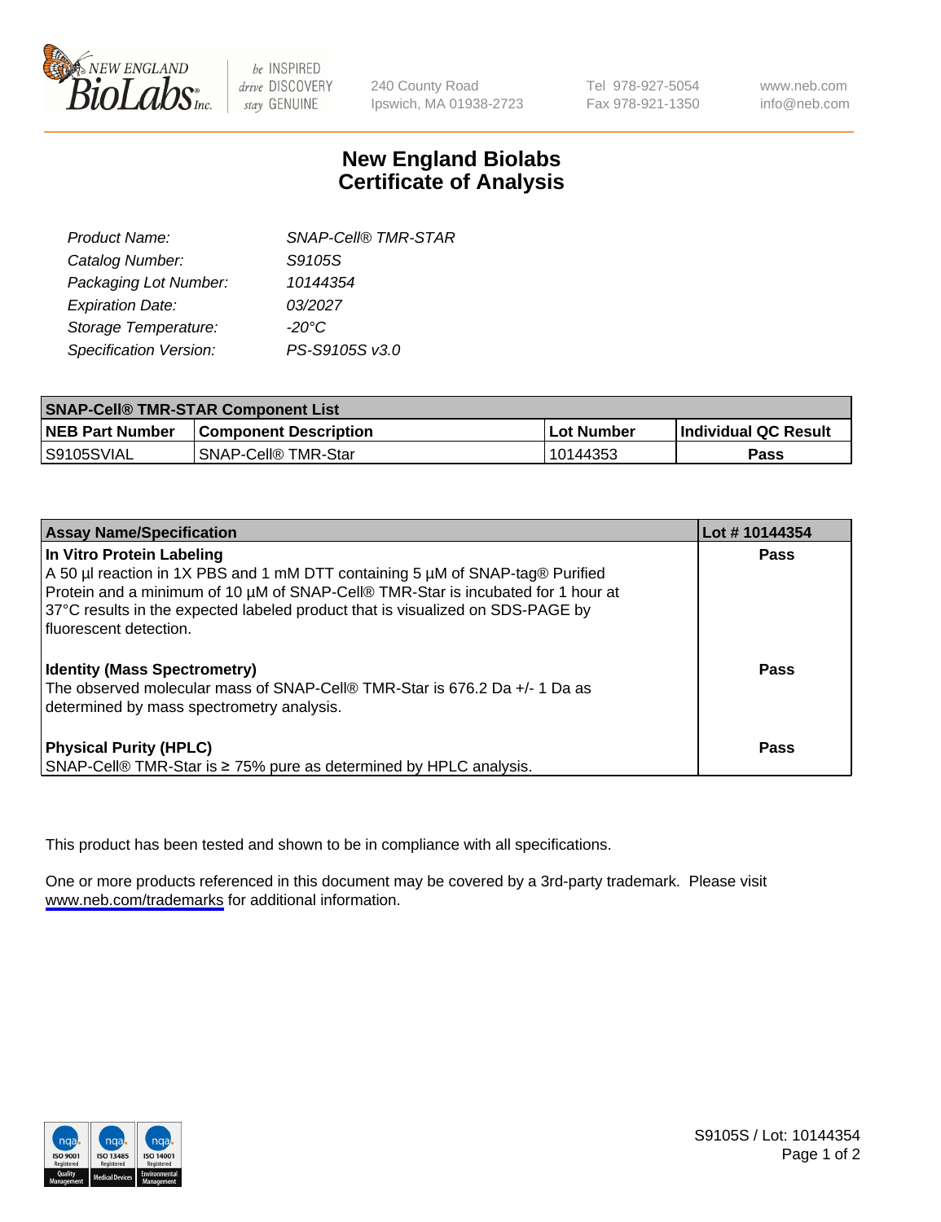# New England Biolabs Certificate of Analysis

| | |
|---|---|
| *Product Name:* | *SNAP-Cell® TMR-STAR* |
| *Catalog Number:* | *S9105S* |
| *Packaging Lot Number:* | *10144354* |
| *Expiration Date:* | *03/2027* |
| *Storage Temperature:* | *-20°C* |
| *Specification Version:* | *PS-S9105S v3.0* |

| SNAP-Cell® TMR-STAR Component List | | | |
|---|---|---|---|
| **NEB Part Number** | **Component Description** | **Lot Number** | **Individual QC Result** |
| S9105SVIAL | SNAP-Cell® TMR-Star | 10144353 | **Pass** |

| Assay Name/Specification | Lot # 10144354 |
|---|---|
| **In Vitro Protein Labeling**<br>A 50 µl reaction in 1X PBS and 1 mM DTT containing 5 µM of SNAP-tag® Purified Protein and a minimum of 10 µM of SNAP-Cell® TMR-Star is incubated for 1 hour at 37°C results in the expected labeled product that is visualized on SDS-PAGE by fluorescent detection. | **Pass** |
| **Identity (Mass Spectrometry)**<br>The observed molecular mass of SNAP-Cell® TMR-Star is 676.2 Da +/- 1 Da as determined by mass spectrometry analysis. | **Pass** |
| **Physical Purity (HPLC)**<br>SNAP-Cell® TMR-Star is ≥ 75% pure as determined by HPLC analysis. | **Pass** |

This product has been tested and shown to be in compliance with all specifications.

One or more products referenced in this document may be covered by a 3rd-party trademark. Please visit www.neb.com/trademarks for additional information.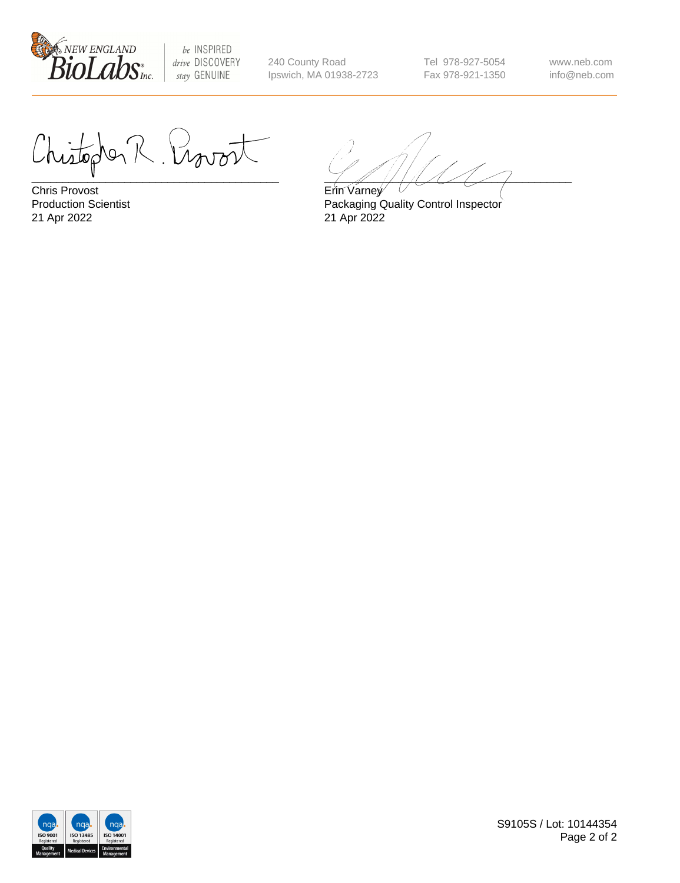Chris Provost
Production Scientist
21 Apr 2022

Erin Varney
Packaging Quality Control Inspector
21 Apr 2022

S9105S / Lot: 10144354